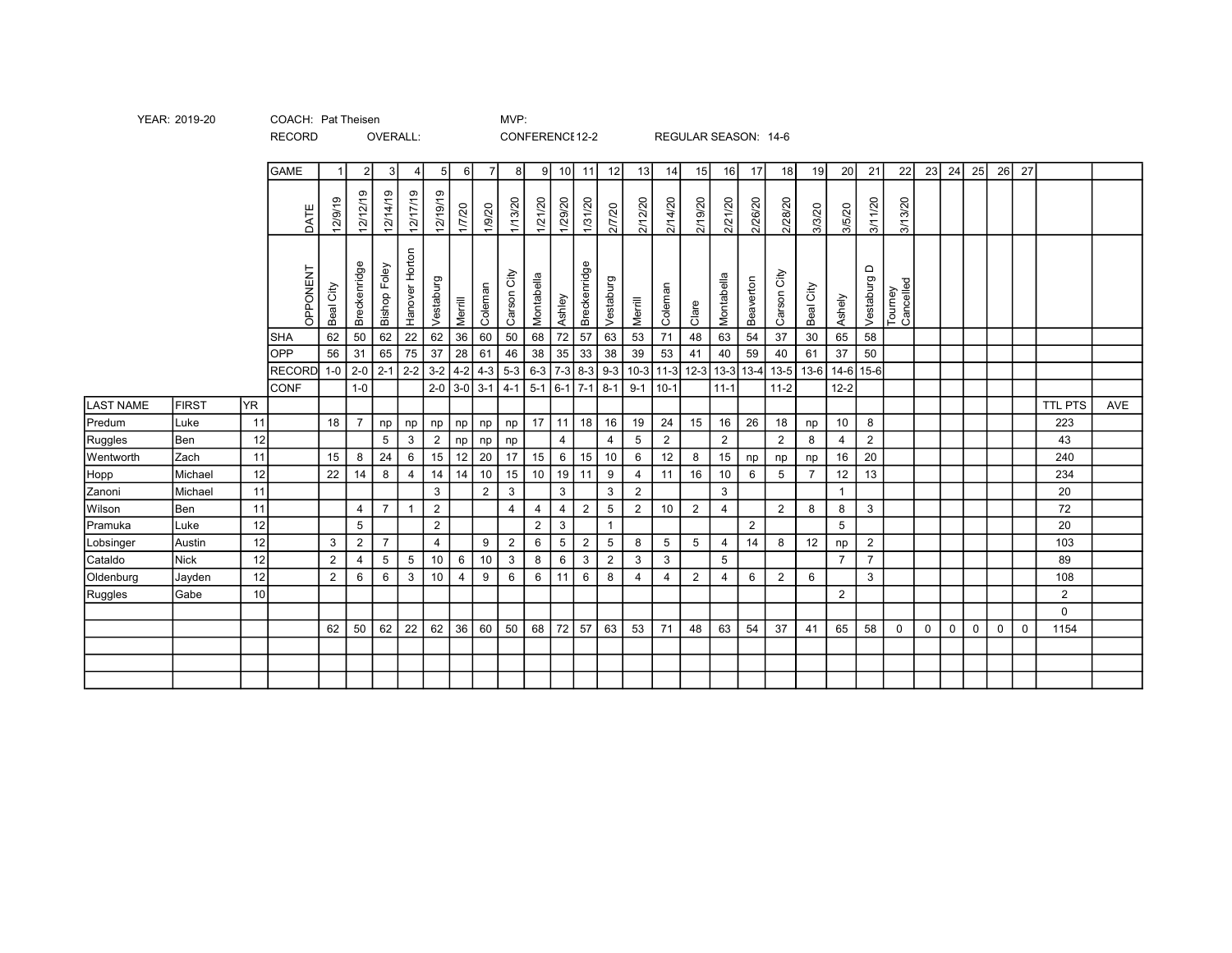YEAR: 2019-20 COACH: Pat Theisen MVP:

RECORD OVERALL: CONFERENCE 12-2 REGULAR SEASON: 14-6

| | | | GAME | 1 | 2 | 3 | 4 | 5 | 6 | 7 | 8 | 9 | 10 | 11 | 12 | 13 | 14 | 15 | 16 | 17 | 18 | 19 | 20 | 21 | 22 | 23 | 24 | 25 | 26 | 27 | | |
|---|---|---|---|---|---|---|---|---|---|---|---|---|---|---|---|---|---|---|---|---|---|---|---|---|---|---|---|---|---|---|---|---|
| | | | DATE | 12/9/19 | 12/12/19 | 12/14/19 | 12/17/19 | 12/19/19 | 1/7/20 | 1/9/20 | 1/13/20 | 1/21/20 | 1/29/20 | 1/31/20 | 2/7/20 | 2/12/20 | 2/14/20 | 2/19/20 | 2/21/20 | 2/26/20 | 2/28/20 | 3/3/20 | 3/5/20 | 3/11/20 | 3/13/20 | | | | | | | |
| | | | OPPONENT | Beal City | Breckenridge | Bishop Foley | Hanover Horton | Vestaburg | Merrill | Coleman | Carson City | Montabella | Ashley | Breckenridge | Vestaburg | Merrill | Coleman | Clare | Montabella | Beaverton | Carson City | Beal City | Ashely | Vestaburg D | Tourney Cancelled | | | | | | | |
| | | | SHA | 62 | 50 | 62 | 22 | 62 | 36 | 60 | 50 | 68 | 72 | 57 | 63 | 53 | 71 | 48 | 63 | 54 | 37 | 30 | 65 | 58 | | | | | | | | |
| | | | OPP | 56 | 31 | 65 | 75 | 37 | 28 | 61 | 46 | 38 | 35 | 33 | 38 | 39 | 53 | 41 | 40 | 59 | 40 | 61 | 37 | 50 | | | | | | | | |
| | | | RECORD | 1-0 | 2-0 | 2-1 | 2-2 | 3-2 | 4-2 | 4-3 | 5-3 | 6-3 | 7-3 | 8-3 | 9-3 | 10-3 | 11-3 | 12-3 | 13-3 | 13-4 | 13-5 | 13-6 | 14-6 | 15-6 | | | | | | | | |
| | | | CONF | | 1-0 | | | 2-0 | 3-0 | 3-1 | 4-1 | 5-1 | 6-1 | 7-1 | 8-1 | 9-1 | 10-1 | | 11-1 | | 11-2 | | 12-2 | | | | | | | | | |
| LAST NAME | FIRST | YR | | | | | | | | | | | | | | | | | | | | | | | | | | | | | TTL PTS | AVE |
| Predum | Luke | 11 | | 18 | 7 | np | np | np | np | np | np | 17 | 11 | 18 | 16 | 19 | 24 | 15 | 16 | 26 | 18 | np | 10 | 8 | | | | | | | 223 | |
| Ruggles | Ben | 12 | | | | 5 | 3 | 2 | np | np | np | | 4 | | 4 | 5 | 2 | | 2 | | 2 | 8 | 4 | 2 | | | | | | | 43 | |
| Wentworth | Zach | 11 | | 15 | 8 | 24 | 6 | 15 | 12 | 20 | 17 | 15 | 6 | 15 | 10 | 6 | 12 | 8 | 15 | np | np | np | 16 | 20 | | | | | | | 240 | |
| Hopp | Michael | 12 | | 22 | 14 | 8 | 4 | 14 | 14 | 10 | 15 | 10 | 19 | 11 | 9 | 4 | 11 | 16 | 10 | 6 | 5 | 7 | 12 | 13 | | | | | | | 234 | |
| Zanoni | Michael | 11 | | | | | | 3 | | 2 | 3 | | 3 | | 3 | 2 | | | 3 | | | | 1 | | | | | | | | 20 | |
| Wilson | Ben | 11 | | | 4 | 7 | 1 | 2 | | | 4 | 4 | 4 | 2 | 5 | 2 | 10 | 2 | 4 | | 2 | 8 | 8 | 3 | | | | | | | 72 | |
| Pramuka | Luke | 12 | | | 5 | | | 2 | | | | 2 | 3 | | 1 | | | | | 2 | | | 5 | | | | | | | | 20 | |
| Lobsinger | Austin | 12 | | 3 | 2 | 7 | | 4 | | 9 | 2 | 6 | 5 | 2 | 5 | 8 | 5 | 5 | 4 | 14 | 8 | 12 | np | 2 | | | | | | | 103 | |
| Cataldo | Nick | 12 | | 2 | 4 | 5 | 5 | 10 | 6 | 10 | 3 | 8 | 6 | 3 | 2 | 3 | 3 | | 5 | | | | 7 | 7 | | | | | | | 89 | |
| Oldenburg | Jayden | 12 | | 2 | 6 | 6 | 3 | 10 | 4 | 9 | 6 | 6 | 11 | 6 | 8 | 4 | 4 | 2 | 4 | 6 | 2 | 6 | | 3 | | | | | | | 108 | |
| Ruggles | Gabe | 10 | | | | | | | | | | | | | | | | | | | | | 2 | | | | | | | | 2 | |
| | | | | | | | | | | | | | | | | | | | | | | | | | | | | | | | 0 | |
| | | | | 62 | 50 | 62 | 22 | 62 | 36 | 60 | 50 | 68 | 72 | 57 | 63 | 53 | 71 | 48 | 63 | 54 | 37 | 41 | 65 | 58 | 0 | 0 | 0 | 0 | 0 | 0 | 1154 | |
| | | | | | | | | | | | | | | | | | | | | | | | | | | | | | | | | |
| | | | | | | | | | | | | | | | | | | | | | | | | | | | | | | | | |
| | | | | | | | | | | | | | | | | | | | | | | | | | | | | | | | | |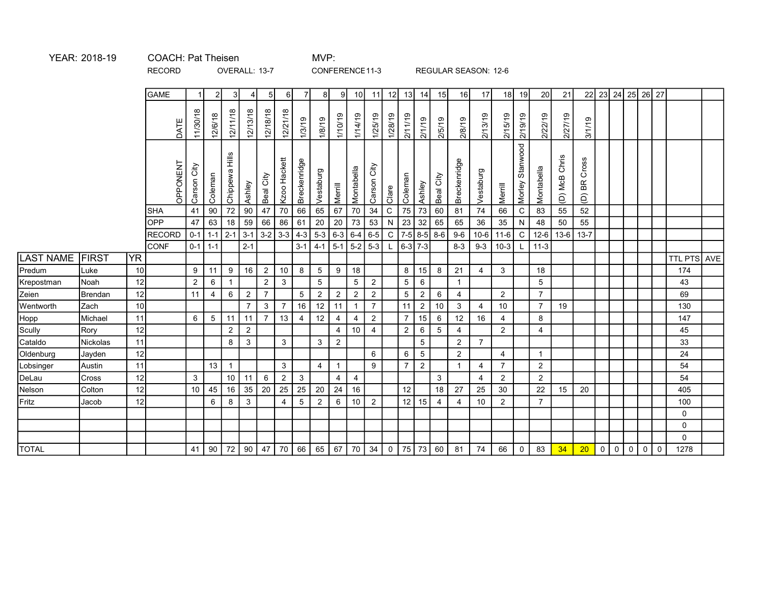YEAR: 2018-19 COACH: Pat Theisen MVP:

RECORD OVERALL: 13-7 CONFERENCE 11-3 REGULAR SEASON: 12-6

| LAST NAME | FIRST | YR | | 1 | 2 | 3 | 4 | 5 | 6 | 7 | 8 | 9 | 10 | 11 | 12 | 13 | 14 | 15 | 16 | 17 | 18 | 19 | 20 | 21 | 22 | 23 | 24 | 25 | 26 | 27 | TTL PTS | AVE |
|---|---|---|---|---|---|---|---|---|---|---|---|---|---|---|---|---|---|---|---|---|---|---|---|---|---|---|---|---|---|---|---|---|
| | | | GAME | 1 | 2 | 3 | 4 | 5 | 6 | 7 | 8 | 9 | 10 | 11 | 12 | 13 | 14 | 15 | 16 | 17 | 18 | 19 | 20 | 21 | 22 | 23 | 24 | 25 | 26 | 27 | | |
| | | | DATE | 11/30/18 | 12/6/18 | 12/11/18 | 12/13/18 | 12/18/18 | 12/21/18 | 1/3/19 | 1/8/19 | 1/10/19 | 1/14/19 | 1/25/19 | 1/28/19 | 2/11/19 | 2/1/19 | 2/5/19 | 2/8/19 | 2/13/19 | 2/15/19 | 2/19/19 | 2/22/19 | 2/27/19 | 3/1/19 | | | | | | | |
| | | | OPPONENT | Carson City | Coleman | Chippewa Hills | Ashley | Beal City | Kzoo Hackett | Breckenridge | Vestaburg | Merrill | Montabella | Carson City | Clare | Coleman | Ashley | Beal City | Breckenridge | Vestaburg | Merrill | Morley Stanwood | Montabella | (D) McB Chris | (D) BR Cross | | | | | | | |
| | | | SHA | 41 | 90 | 72 | 90 | 47 | 70 | 66 | 65 | 67 | 70 | 34 | C | 75 | 73 | 60 | 81 | 74 | 66 | C | 83 | 55 | 52 | | | | | | | |
| | | | OPP | 47 | 63 | 18 | 59 | 66 | 86 | 61 | 20 | 20 | 73 | 53 | N | 23 | 32 | 65 | 65 | 36 | 35 | N | 48 | 50 | 55 | | | | | | | |
| | | | RECORD | 0-1 | 1-1 | 2-1 | 3-1 | 3-2 | 3-3 | 4-3 | 5-3 | 6-3 | 6-4 | 6-5 | C | 7-5 | 8-5 | 8-6 | 9-6 | 10-6 | 11-6 | C | 12-6 | 13-6 | 13-7 | | | | | | | |
| | | | CONF | 0-1 | 1-1 | | 2-1 | | | 3-1 | 4-1 | 5-1 | 5-2 | 5-3 | L | 6-3 | 7-3 | | 8-3 | 9-3 | 10-3 | L | 11-3 | | | | | | | | | |
| Predum | Luke | 10 | | 9 | 11 | 9 | 16 | 2 | 10 | 8 | 5 | 9 | 18 | | | 8 | 15 | 8 | 21 | 4 | 3 | | 18 | | | | | | | | 174 | |
| Krepostman | Noah | 12 | | 2 | 6 | 1 | | 2 | 3 | | 5 | | 5 | 2 | | 5 | 6 | | 1 | | | | 5 | | | | | | | | 43 | |
| Zeien | Brendan | 12 | | 11 | 4 | 6 | 2 | 7 | | 5 | 2 | 2 | 2 | 2 | | 5 | 2 | 6 | 4 | | 2 | | 7 | | | | | | | | 69 | |
| Wentworth | Zach | 10 | | | | | 7 | 3 | 7 | 16 | 12 | 11 | 1 | 7 | | 11 | 2 | 10 | 3 | 4 | 10 | | 7 | 19 | | | | | | | 130 | |
| Hopp | Michael | 11 | | 6 | 5 | 11 | 11 | 7 | 13 | 4 | 12 | 4 | 4 | 2 | | 7 | 15 | 6 | 12 | 16 | 4 | | 8 | | | | | | | | 147 | |
| Scully | Rory | 12 | | | | 2 | 2 | | | | | 4 | 10 | 4 | | 2 | 6 | 5 | 4 | | 2 | | 4 | | | | | | | | 45 | |
| Cataldo | Nickolas | 11 | | | | 8 | 3 | | 3 | | 3 | 2 | | | | | 5 | | 2 | 7 | | | | | | | | | | | 33 | |
| Oldenburg | Jayden | 12 | | | | | | | | | | | | 6 | | 6 | 5 | | 2 | | 4 | | 1 | | | | | | | | 24 | |
| Lobsinger | Austin | 11 | | | 13 | 1 | | | 3 | | 4 | 1 | | 9 | | 7 | 2 | | 1 | 4 | 7 | | 2 | | | | | | | | 54 | |
| DeLau | Cross | 12 | | 3 | | 10 | 11 | 6 | 2 | 3 | | 4 | 4 | | | | | 3 | | 4 | 2 | | 2 | | | | | | | | 54 | |
| Nelson | Colton | 12 | | 10 | 45 | 16 | 35 | 20 | 25 | 25 | 20 | 24 | 16 | | | 12 | | 18 | 27 | 25 | 30 | | 22 | 15 | 20 | | | | | | 405 | |
| Fritz | Jacob | 12 | | | 6 | 8 | 3 | | 4 | 5 | 2 | 6 | 10 | 2 | | 12 | 15 | 4 | 4 | 10 | 2 | | 7 | | | | | | | | 100 | |
| | | | | | | | | | | | | | | | | | | | | | | | | | | | | | | | 0 | |
| | | | | | | | | | | | | | | | | | | | | | | | | | | | | | | | 0 | |
| | | | | | | | | | | | | | | | | | | | | | | | | | | | | | | | 0 | |
| TOTAL | | | | 41 | 90 | 72 | 90 | 47 | 70 | 66 | 65 | 67 | 70 | 34 | 0 | 75 | 73 | 60 | 81 | 74 | 66 | 0 | 83 | 34 | 20 | 0 | 0 | 0 | 0 | 0 | 1278 | |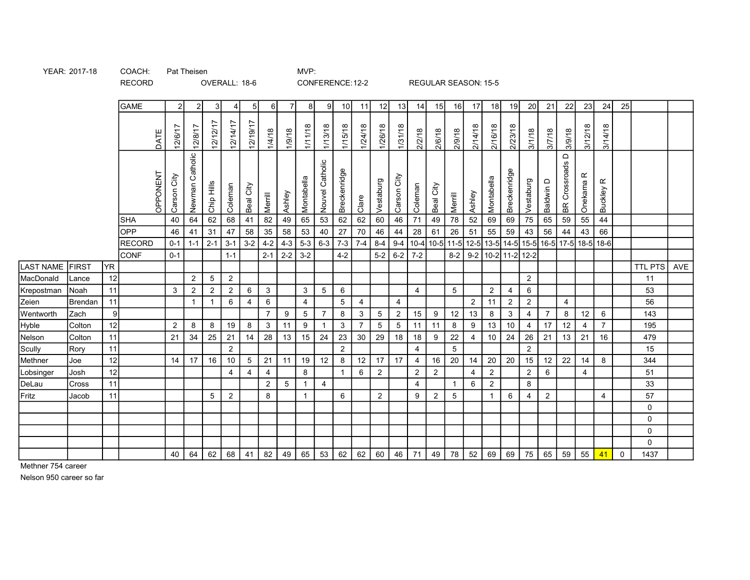YEAR: 2017-18 COACH: Pat Theisen MVP:

RECORD OVERALL: 18-6 CONFERENCE: 12-2 REGULAR SEASON: 15-5

| LAST NAME | FIRST | YR | | | | | | | | | | | | | | | | | | | | | | | | | | | TTL PTS | AVE |
|---|---|---|---|---|---|---|---|---|---|---|---|---|---|---|---|---|---|---|---|---|---|---|---|---|---|---|---|---|---|---|
| | | | GAME | 2 | 2 | 3 | 4 | 5 | 6 | 7 | 8 | 9 | 10 | 11 | 12 | 13 | 14 | 15 | 16 | 17 | 18 | 19 | 20 | 21 | 22 | 23 | 24 | 25 | | |
| | | | DATE | 12/6/17 | 12/8/17 | 12/12/17 | 12/14/17 | 12/19/17 | 1/4/18 | 1/9/18 | 1/11/18 | 1/13/18 | 1/15/18 | 1/24/18 | 1/26/18 | 1/31/18 | 2/2/18 | 2/6/18 | 2/9/18 | 2/14/18 | 2/16/18 | 2/23/18 | 3/1/18 | 3/7/18 | 3/9/18 | 3/12/18 | 3/14/18 | | | |
| | | | OPPONENT | Carson City | Newman Catholic | Chip Hills | Coleman | Beal City | Merrill | Ashley | Montabella | Nouvel Catholic | Breckenridge | Clare | Vestaburg | Carson City | Coleman | Beal City | Merrill | Ashley | Montabella | Breckenridge | Vestaburg | Baldwin D | BR Crossroads D | Onekama R | Buckley R | | | |
| | | | SHA | 40 | 64 | 62 | 68 | 41 | 82 | 49 | 65 | 53 | 62 | 62 | 60 | 46 | 71 | 49 | 78 | 52 | 69 | 69 | 75 | 65 | 59 | 55 | 44 | | | |
| | | | OPP | 46 | 41 | 31 | 47 | 58 | 35 | 58 | 53 | 40 | 27 | 70 | 46 | 44 | 28 | 61 | 26 | 51 | 55 | 59 | 43 | 56 | 44 | 43 | 66 | | | |
| | | | RECORD | 0-1 | 1-1 | 2-1 | 3-1 | 3-2 | 4-2 | 4-3 | 5-3 | 6-3 | 7-3 | 7-4 | 8-4 | 9-4 | 10-4 | 10-5 | 11-5 | 12-5 | 13-5 | 14-5 | 15-5 | 16-5 | 17-5 | 18-5 | 18-6 | | | |
| | | | CONF | 0-1 | | | 1-1 | | 2-1 | 2-2 | 3-2 | | 4-2 | | 5-2 | 6-2 | 7-2 | | 8-2 | 9-2 | 10-2 | 11-2 | 12-2 | | | | | | | |
| MacDonald | Lance | 12 | | | 2 | 5 | 2 | | | | | | | | | | | | | | | | 2 | | | | | | 11 | |
| Krepostman | Noah | 11 | | 3 | 2 | 2 | 2 | 6 | 3 | | 3 | 5 | 6 | | | | 4 | | 5 | | 2 | 4 | 6 | | | | | | 53 | |
| Zeien | Brendan | 11 | | | 1 | 1 | 6 | 4 | 6 | | 4 | | 5 | 4 | | 4 | | | | 2 | 11 | 2 | 2 | | 4 | | | | 56 | |
| Wentworth | Zach | 9 | | | | | | | 7 | 9 | 5 | 7 | 8 | 3 | 5 | 2 | 15 | 9 | 12 | 13 | 8 | 3 | 4 | 7 | 8 | 12 | 6 | | 143 | |
| Hyble | Colton | 12 | | 2 | 8 | 8 | 19 | 8 | 3 | 11 | 9 | 1 | 3 | 7 | 5 | 5 | 11 | 11 | 8 | 9 | 13 | 10 | 4 | 17 | 12 | 4 | 7 | | 195 | |
| Nelson | Colton | 11 | | 21 | 34 | 25 | 21 | 14 | 28 | 13 | 15 | 24 | 23 | 30 | 29 | 18 | 18 | 9 | 22 | 4 | 10 | 24 | 26 | 21 | 13 | 21 | 16 | | 479 | |
| Scully | Rory | 11 | | | | | 2 | | | | | | 2 | | | | 4 | | 5 | | | | 2 | | | | | | 15 | |
| Methner | Joe | 12 | | 14 | 17 | 16 | 10 | 5 | 21 | 11 | 19 | 12 | 8 | 12 | 17 | 17 | 4 | 16 | 20 | 14 | 20 | 20 | 15 | 12 | 22 | 14 | 8 | | 344 | |
| Lobsinger | Josh | 12 | | | | | 4 | 4 | 4 | | 8 | | 1 | 6 | 2 | | 2 | 2 | | 4 | 2 | | 2 | 6 | | 4 | | | 51 | |
| DeLau | Cross | 11 | | | | | | | 2 | 5 | 1 | 4 | | | | | 4 | | 1 | 6 | 2 | | 8 | | | | | | 33 | |
| Fritz | Jacob | 11 | | | | 5 | 2 | | 8 | | 1 | | 6 | | 2 | | 9 | 2 | 5 | | 1 | 6 | 4 | 2 | | | 4 | | 57 | |
| | | | | | | | | | | | | | | | | | | | | | | | | | | | | | 0 | |
| | | | | | | | | | | | | | | | | | | | | | | | | | | | | | 0 | |
| | | | | | | | | | | | | | | | | | | | | | | | | | | | | | 0 | |
| | | | | | | | | | | | | | | | | | | | | | | | | | | | | | 0 | |
| | | | | 40 | 64 | 62 | 68 | 41 | 82 | 49 | 65 | 53 | 62 | 62 | 60 | 46 | 71 | 49 | 78 | 52 | 69 | 69 | 75 | 65 | 59 | 55 | 41 | 0 | 1437 | |

Methner 754 career

Nelson 950 career so far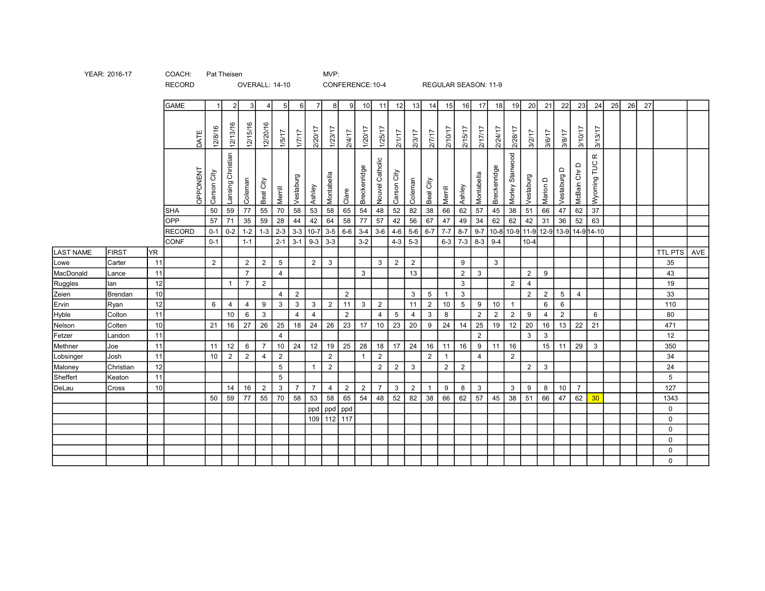YEAR: 2016-17 COACH: Pat Theisen MVP:

RECORD OVERALL: 14-10 CONFERENCE: 10-4 REGULAR SEASON: 11-9

| | | | GAME | 1 | 2 | 3 | 4 | 5 | 6 | 7 | 8 | 9 | 10 | 11 | 12 | 13 | 14 | 15 | 16 | 17 | 18 | 19 | 20 | 21 | 22 | 23 | 24 | 25 | 26 | 27 | | |
|---|---|---|---|---|---|---|---|---|---|---|---|---|---|---|---|---|---|---|---|---|---|---|---|---|---|---|---|---|---|---|---|---|
| | | | DATE | 12/8/16 | 12/13/16 | 12/15/16 | 12/20/16 | 1/5/17 | 1/7/17 | 2/20/17 | 1/23/17 | 2/4/17 | 1/20/17 | 1/25/17 | 2/1/17 | 2/3/17 | 2/7/17 | 2/10/17 | 2/15/17 | 2/17/17 | 2/24/17 | 2/28/17 | 3/2/17 | 3/6/17 | 3/8/17 | 3/10/17 | 3/13/17 | | | | | |
| | | | OPPONENT | Carson City | Lansing Christian | Coleman | Beal City | Merrill | Vestaburg | Ashley | Montabella | Clare | Breckenridge | Nouvel Catholic | Carson City | Coleman | Beal City | Merrill | Ashley | Montabella | Breckenridge | Morley Stanwood | Vestaburg | Marion D | Vestaburg D | McBain Chr D | Wyoming TUC R | | | | | |
| | | | SHA | 50 | 59 | 77 | 55 | 70 | 58 | 53 | 58 | 65 | 54 | 48 | 52 | 82 | 38 | 66 | 62 | 57 | 45 | 38 | 51 | 66 | 47 | 62 | 37 | | | | | |
| | | | OPP | 57 | 71 | 35 | 59 | 28 | 44 | 42 | 64 | 58 | 77 | 57 | 42 | 56 | 67 | 47 | 49 | 34 | 62 | 62 | 42 | 31 | 36 | 52 | 63 | | | | | |
| | | | RECORD | 0-1 | 0-2 | 1-2 | 1-3 | 2-3 | 3-3 | 10-7 | 3-5 | 6-6 | 3-4 | 3-6 | 4-6 | 5-6 | 6-7 | 7-7 | 8-7 | 9-7 | 10-8 | 10-9 | 11-9 | 12-9 | 13-9 | 14-9 | 14-10 | | | | | |
| | | | CONF | 0-1 | | 1-1 | | 2-1 | 3-1 | 9-3 | 3-3 | | 3-2 | | 4-3 | 5-3 | | 6-3 | 7-3 | 8-3 | 9-4 | | 10-4 | | | | | | | | | |
| LAST NAME | FIRST | YR | | | | | | | | | | | | | | | | | | | | | | | | | | | | | TTL PTS | AVE |
| Lowe | Carter | 11 | | 2 | | 2 | 2 | 5 | | 2 | 3 | | | 3 | 2 | 2 | | | 9 | | 3 | | | | | | | | | | 35 | |
| MacDonald | Lance | 11 | | | | 7 | | 4 | | | | | 3 | | | 13 | | | 2 | 3 | | | 2 | 9 | | | | | | | 43 | |
| Ruggles | Ian | 12 | | | 1 | 7 | 2 | | | | | | | | | | | | 3 | | | 2 | 4 | | | | | | | | 19 | |
| Zeien | Brendan | 10 | | | | | | 4 | 2 | | | 2 | | | | 3 | 5 | 1 | 3 | | | | 2 | 2 | 5 | 4 | | | | | 33 | |
| Ervin | Ryan | 12 | | 6 | 4 | 4 | 9 | 3 | 3 | 3 | 2 | 11 | 3 | 2 | | 11 | 2 | 10 | 5 | 9 | 10 | 1 | | 6 | 6 | | | | | | 110 | |
| Hyble | Colton | 11 | | | 10 | 6 | 3 | | 4 | 4 | | 2 | | 4 | 5 | 4 | 3 | 8 | | 2 | 2 | 2 | 9 | 4 | 2 | | 6 | | | | 80 | |
| Nelson | Colten | 10 | | 21 | 16 | 27 | 26 | 25 | 18 | 24 | 26 | 23 | 17 | 10 | 23 | 20 | 9 | 24 | 14 | 25 | 19 | 12 | 20 | 16 | 13 | 22 | 21 | | | | 471 | |
| Fetzer | Landon | 11 | | | | | | 4 | | | | | | | | | | | | 2 | | | 3 | 3 | | | | | | | 12 | |
| Methner | Joe | 11 | | 11 | 12 | 6 | 7 | 10 | 24 | 12 | 19 | 25 | 28 | 18 | 17 | 24 | 16 | 11 | 16 | 9 | 11 | 16 | | 15 | 11 | 29 | 3 | | | | 350 | |
| Lobsinger | Josh | 11 | | 10 | 2 | 2 | 4 | 2 | | | 2 | | 1 | 2 | | | 2 | 1 | | 4 | | 2 | | | | | | | | | 34 | |
| Maloney | Christian | 12 | | | | | | 5 | | 1 | 2 | | | 2 | 2 | 3 | | 2 | 2 | | | | 2 | 3 | | | | | | | 24 | |
| Sheffert | Keaton | 11 | | | | | | 5 | | | | | | | | | | | | | | | | | | | | | | | 5 | |
| DeLau | Cross | 10 | | | 14 | 16 | 2 | 3 | 7 | 7 | 4 | 2 | 2 | 7 | 3 | 2 | 1 | 9 | 8 | 3 | | 3 | 9 | 8 | 10 | 7 | | | | | 127 | |
| | | | | 50 | 59 | 77 | 55 | 70 | 58 | 53 | 58 | 65 | 54 | 48 | 52 | 82 | 38 | 66 | 62 | 57 | 45 | 38 | 51 | 66 | 47 | 62 | 30 | | | | 1343 | |
| | | | | | | | | | | ppd | ppd | ppd | | | | | | | | | | | | | | | | | | | 0 | |
| | | | | | | | | | | 109 | 112 | 117 | | | | | | | | | | | | | | | | | | | 0 | |
| | | | | | | | | | | | | | | | | | | | | | | | | | | | | | | | 0 | |
| | | | | | | | | | | | | | | | | | | | | | | | | | | | | | | | 0 | |
| | | | | | | | | | | | | | | | | | | | | | | | | | | | | | | | 0 | |
| | | | | | | | | | | | | | | | | | | | | | | | | | | | | | | | 0 | |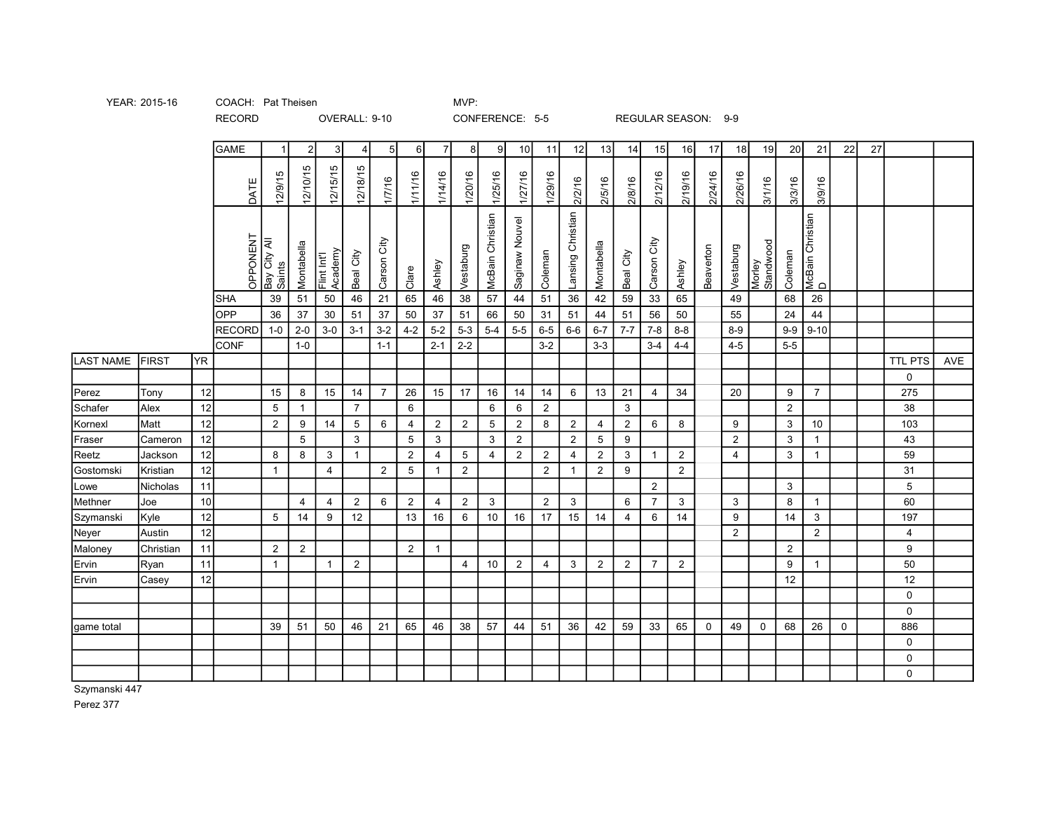YEAR: 2015-16 COACH: Pat Theisen MVP:

RECORD OVERALL: 9-10 CONFERENCE: 5-5 REGULAR SEASON: 9-9

| | | | GAME | 1 | 2 | 3 | 4 | 5 | 6 | 7 | 8 | 9 | 10 | 11 | 12 | 13 | 14 | 15 | 16 | 17 | 18 | 19 | 20 | 21 | 22 | 27 | | |
|---|---|---|---|---|---|---|---|---|---|---|---|---|---|---|---|---|---|---|---|---|---|---|---|---|---|---|---|---|
| | | | DATE | 12/9/15 | 12/10/15 | 12/15/15 | 12/18/15 | 1/7/16 | 1/11/16 | 1/14/16 | 1/20/16 | 1/25/16 | 1/27/16 | 1/29/16 | 2/2/16 | 2/5/16 | 2/8/16 | 2/12/16 | 2/19/16 | 2/24/16 | 2/26/16 | 3/1/16 | 3/3/16 | 3/9/16 | | | | |
| | | | OPPONENT | Bay City All Saints | Montabella | Flint Int'l Academy | Beal City | Carson City | Clare | Ashley | Vestaburg | McBain Christian | Saginaw Nouvel | Coleman | Lansing Christian | Montabella | Beal City | Carson City | Ashley | Beaverton | Vestaburg | Morley Standwood | Coleman | McBain Christian D | | | | |
| | | | SHA | 39 | 51 | 50 | 46 | 21 | 65 | 46 | 38 | 57 | 44 | 51 | 36 | 42 | 59 | 33 | 65 | | 49 | | 68 | 26 | | | | |
| | | | OPP | 36 | 37 | 30 | 51 | 37 | 50 | 37 | 51 | 66 | 50 | 31 | 51 | 44 | 51 | 56 | 50 | | 55 | | 24 | 44 | | | | |
| | | | RECORD | 1-0 | 2-0 | 3-0 | 3-1 | 3-2 | 4-2 | 5-2 | 5-3 | 5-4 | 5-5 | 6-5 | 6-6 | 6-7 | 7-7 | 7-8 | 8-8 | | 8-9 | | 9-9 | 9-10 | | | | |
| | | | CONF | | 1-0 | | | 1-1 | | 2-1 | 2-2 | | | 3-2 | | 3-3 | | 3-4 | 4-4 | | 4-5 | | 5-5 | | | | | |
| LAST NAME | FIRST | YR | | | | | | | | | | | | | | | | | | | | | | | | | TTL PTS | AVE |
| | | | | | | | | | | | | | | | | | | | | | | | | | | | 0 | |
| Perez | Tony | 12 | | 15 | 8 | 15 | 14 | 7 | 26 | 15 | 17 | 16 | 14 | 14 | 6 | 13 | 21 | 4 | 34 | | 20 | | 9 | 7 | | | 275 | |
| Schafer | Alex | 12 | | 5 | 1 | | 7 | | 6 | | | 6 | 6 | 2 | | | 3 | | | | | | 2 | | | | 38 | |
| Kornexl | Matt | 12 | | 2 | 9 | 14 | 5 | 6 | 4 | 2 | 2 | 5 | 2 | 8 | 2 | 4 | 2 | 6 | 8 | | 9 | | 3 | 10 | | | 103 | |
| Fraser | Cameron | 12 | | | 5 | | 3 | | 5 | 3 | | 3 | 2 | | 2 | 5 | 9 | | | | 2 | | 3 | 1 | | | 43 | |
| Reetz | Jackson | 12 | | 8 | 8 | 3 | 1 | | 2 | 4 | 5 | 4 | 2 | 2 | 4 | 2 | 3 | 1 | 2 | | 4 | | 3 | 1 | | | 59 | |
| Gostomski | Kristian | 12 | | 1 | | 4 | | 2 | 5 | 1 | 2 | | | 2 | 1 | 2 | 9 | | 2 | | | | | | | | 31 | |
| Lowe | Nicholas | 11 | | | | | | | | | | | | | | | | 2 | | | | | 3 | | | | 5 | |
| Methner | Joe | 10 | | | 4 | 4 | 2 | 6 | 2 | 4 | 2 | 3 | | 2 | 3 | | 6 | 7 | 3 | | 3 | | 8 | 1 | | | 60 | |
| Szymanski | Kyle | 12 | | 5 | 14 | 9 | 12 | | 13 | 16 | 6 | 10 | 16 | 17 | 15 | 14 | 4 | 6 | 14 | | 9 | | 14 | 3 | | | 197 | |
| Neyer | Austin | 12 | | | | | | | | | | | | | | | | | | | 2 | | | 2 | | | 4 | |
| Maloney | Christian | 11 | | 2 | 2 | | | | 2 | 1 | | | | | | | | | | | | | 2 | | | | 9 | |
| Ervin | Ryan | 11 | | 1 | | 1 | 2 | | | | 4 | 10 | 2 | 4 | 3 | 2 | 2 | 7 | 2 | | | | 9 | 1 | | | 50 | |
| Ervin | Casey | 12 | | | | | | | | | | | | | | | | | | | | | 12 | | | | 12 | |
| | | | | | | | | | | | | | | | | | | | | | | | | | | | 0 | |
| | | | | | | | | | | | | | | | | | | | | | | | | | | | 0 | |
| game total | | | | 39 | 51 | 50 | 46 | 21 | 65 | 46 | 38 | 57 | 44 | 51 | 36 | 42 | 59 | 33 | 65 | 0 | 49 | 0 | 68 | 26 | 0 | | 886 | |
| | | | | | | | | | | | | | | | | | | | | | | | | | | | 0 | |
| | | | | | | | | | | | | | | | | | | | | | | | | | | | 0 | |
| | | | | | | | | | | | | | | | | | | | | | | | | | | | 0 | |

Szymanski 447

Perez 377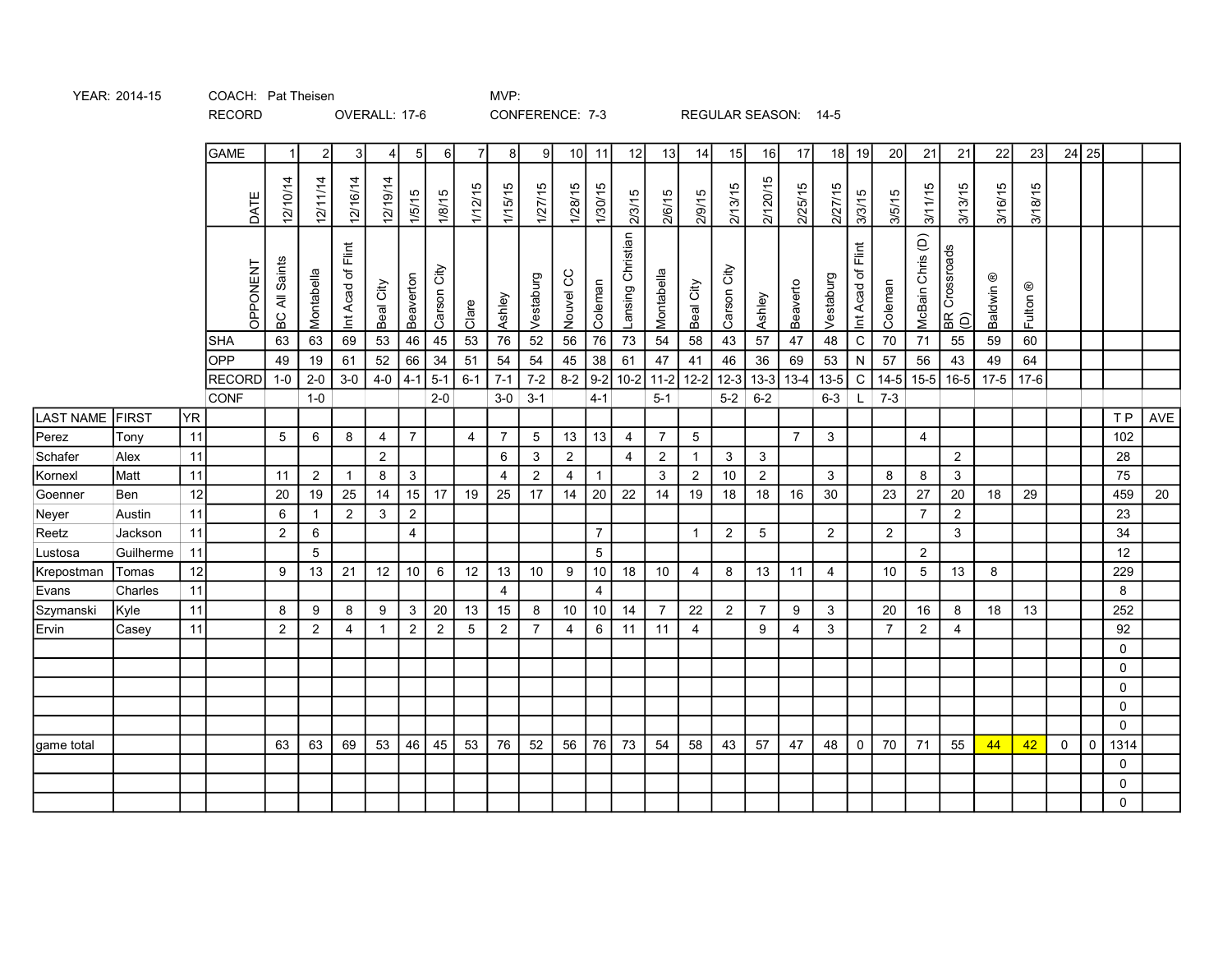YEAR: 2014-15 COACH: Pat Theisen MVP:

RECORD OVERALL: 17-6 CONFERENCE: 7-3 REGULAR SEASON: 14-5

| LAST NAME | FIRST | YR | GAME | 1 | 2 | 3 | 4 | 5 | 6 | 7 | 8 | 9 | 10 | 11 | 12 | 13 | 14 | 15 | 16 | 17 | 18 | 19 | 20 | 21 | 21 | 22 | 23 | 24 | 25 | T P | AVE |
|---|---|---|---|---|---|---|---|---|---|---|---|---|---|---|---|---|---|---|---|---|---|---|---|---|---|---|---|---|---|---|---|
| | | | DATE | 12/10/14 | 12/11/14 | 12/16/14 | 12/19/14 | 1/5/15 | 1/8/15 | 1/12/15 | 1/15/15 | 1/27/15 | 1/28/15 | 1/30/15 | 2/3/15 | 2/6/15 | 2/9/15 | 2/13/15 | 2/120/15 | 2/25/15 | 2/27/15 | 3/3/15 | 3/5/15 | 3/11/15 | 3/13/15 | 3/16/15 | 3/18/15 | | | | |
| | | | OPPONENT | BC All Saints | Montabella | Int Acad of Flint | Beal City | Beaverton | Carson City | Clare | Ashley | Vestaburg | Nouvel CC | Coleman | Lansing Christian | Montabella | Beal City | Carson City | Ashley | Beaverto | Vestaburg | Int Acad of Flint | Coleman | McBain Chris (D) | BR Crossroads (D) | Baldwin ® | Fulton ® | | | | |
| | | | SHA | 63 | 63 | 69 | 53 | 46 | 45 | 53 | 76 | 52 | 56 | 76 | 73 | 54 | 58 | 43 | 57 | 47 | 48 | C | 70 | 71 | 55 | 59 | 60 | | | | |
| | | | OPP | 49 | 19 | 61 | 52 | 66 | 34 | 51 | 54 | 54 | 45 | 38 | 61 | 47 | 41 | 46 | 36 | 69 | 53 | N | 57 | 56 | 43 | 49 | 64 | | | | |
| | | | RECORD | 1-0 | 2-0 | 3-0 | 4-0 | 4-1 | 5-1 | 6-1 | 7-1 | 7-2 | 8-2 | 9-2 | 10-2 | 11-2 | 12-2 | 12-3 | 13-3 | 13-4 | 13-5 | C | 14-5 | 15-5 | 16-5 | 17-5 | 17-6 | | | | |
| | | | CONF | | 1-0 | | | | 2-0 | | 3-0 | 3-1 | | 4-1 | | 5-1 | | 5-2 | 6-2 | | 6-3 | L | 7-3 | | | | | | | | |
| Perez | Tony | 11 | | 5 | 6 | 8 | 4 | 7 | | 4 | 7 | 5 | 13 | 13 | 4 | 7 | 5 | | | 7 | 3 | | | 4 | | | | | | 102 | |
| Schafer | Alex | 11 | | | | | 2 | | | | 6 | 3 | 2 | | 4 | 2 | 1 | 3 | 3 | | | | | | 2 | | | | | 28 | |
| Kornexl | Matt | 11 | | 11 | 2 | 1 | 8 | 3 | | | 4 | 2 | 4 | 1 | | 3 | 2 | 10 | 2 | | 3 | | 8 | 8 | 3 | | | | | 75 | |
| Goenner | Ben | 12 | | 20 | 19 | 25 | 14 | 15 | 17 | 19 | 25 | 17 | 14 | 20 | 22 | 14 | 19 | 18 | 18 | 16 | 30 | | 23 | 27 | 20 | 18 | 29 | | | 459 | 20 |
| Neyer | Austin | 11 | | 6 | 1 | 2 | 3 | 2 | | | | | | | | | | | | | | | | 7 | 2 | | | | | 23 | |
| Reetz | Jackson | 11 | | 2 | 6 | | | 4 | | | | | | 7 | | | 1 | 2 | 5 | | 2 | | 2 | | 3 | | | | | 34 | |
| Lustosa | Guilherme | 11 | | | 5 | | | | | | | | | 5 | | | | | | | | | | 2 | | | | | | 12 | |
| Krepostman | Tomas | 12 | | 9 | 13 | 21 | 12 | 10 | 6 | 12 | 13 | 10 | 9 | 10 | 18 | 10 | 4 | 8 | 13 | 11 | 4 | | 10 | 5 | 13 | 8 | | | | 229 | |
| Evans | Charles | 11 | | | | | | | | | 4 | | | 4 | | | | | | | | | | | | | | | | 8 | |
| Szymanski | Kyle | 11 | | 8 | 9 | 8 | 9 | 3 | 20 | 13 | 15 | 8 | 10 | 10 | 14 | 7 | 22 | 2 | 7 | 9 | 3 | | 20 | 16 | 8 | 18 | 13 | | | 252 | |
| Ervin | Casey | 11 | | 2 | 2 | 4 | 1 | 2 | 2 | 5 | 2 | 7 | 4 | 6 | 11 | 11 | 4 | | 9 | 4 | 3 | | 7 | 2 | 4 | | | | | 92 | |
| | | | | | | | | | | | | | | | | | | | | | | | | | | | | | | 0 | |
| | | | | | | | | | | | | | | | | | | | | | | | | | | | | | | 0 | |
| | | | | | | | | | | | | | | | | | | | | | | | | | | | | | | 0 | |
| | | | | | | | | | | | | | | | | | | | | | | | | | | | | | | 0 | |
| | | | | | | | | | | | | | | | | | | | | | | | | | | | | | | 0 | |
| game total | | | | 63 | 63 | 69 | 53 | 46 | 45 | 53 | 76 | 52 | 56 | 76 | 73 | 54 | 58 | 43 | 57 | 47 | 48 | 0 | 70 | 71 | 55 | 44 | 42 | 0 | 0 | 1314 | |
| | | | | | | | | | | | | | | | | | | | | | | | | | | | | | | 0 | |
| | | | | | | | | | | | | | | | | | | | | | | | | | | | | | | 0 | |
| | | | | | | | | | | | | | | | | | | | | | | | | | | | | | | 0 | |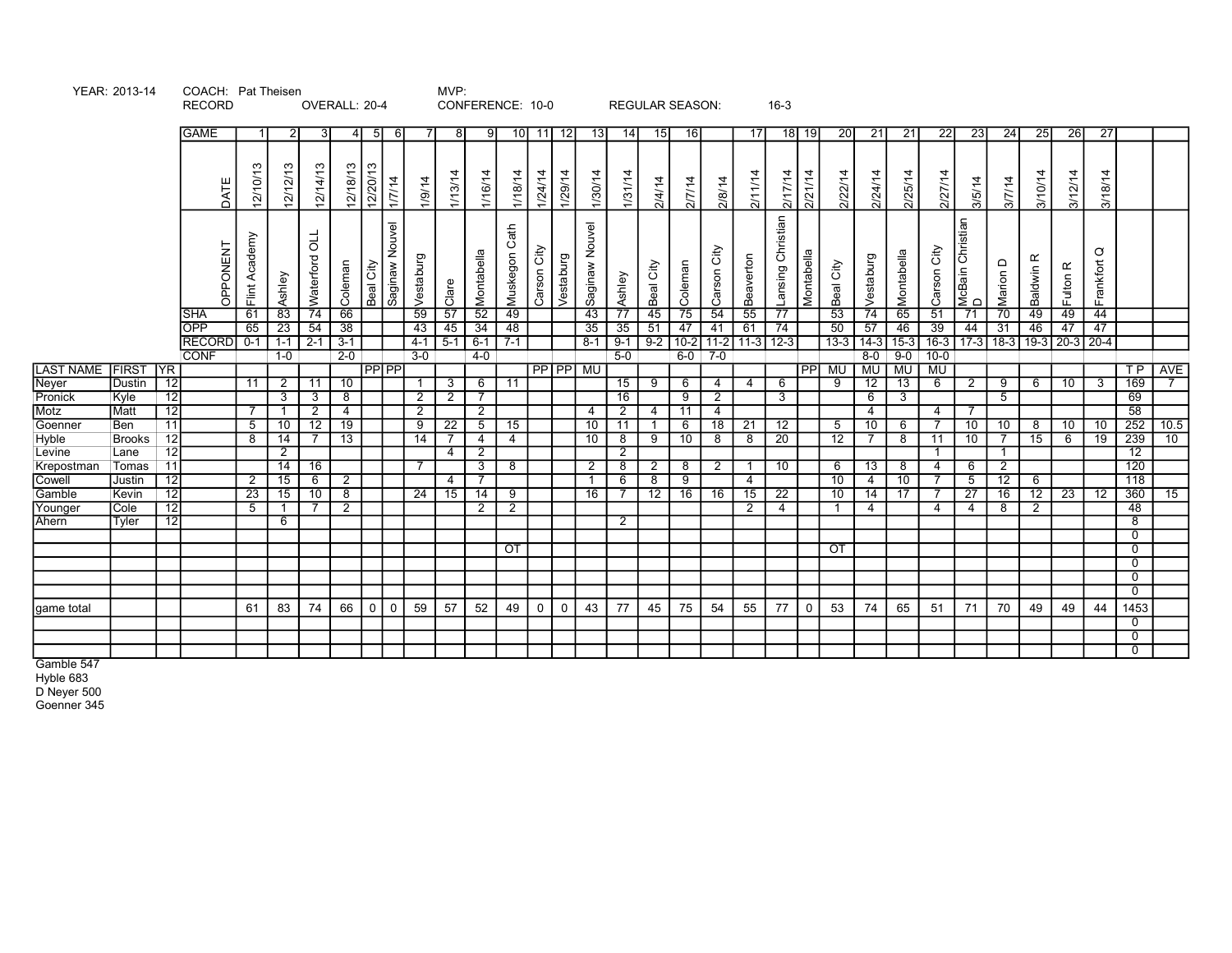YEAR: 2013-14 COACH: Pat Theisen MVP:

RECORD OVERALL: 20-4 CONFERENCE: 10-0 REGULAR SEASON: 16-3

| LAST NAME | FIRST | YR | | | | | | | | | | | | | | | | | | | | | | | | | | | | | | | TP | AVE |
|---|---|---|---|---|---|---|---|---|---|---|---|---|---|---|---|---|---|---|---|---|---|---|---|---|---|---|---|---|---|---|---|---|---|---|
| | | | GAME | 1 | 2 | 3 | 4 | 5 | 6 | 7 | 8 | 9 | 10 | 11 | 12 | 13 | 14 | 15 | 16 | | 17 | 18 | 19 | 20 | 21 | 21 | 22 | 23 | 24 | 25 | 26 | 27 | | |
| | | | DATE | 12/10/13 | 12/12/13 | 12/14/13 | 12/18/13 | 12/20/13 | 1/7/14 | 1/9/14 | 1/13/14 | 1/16/14 | 1/18/14 | 1/24/14 | 1/29/14 | 1/30/14 | 1/31/14 | 2/4/14 | 2/7/14 | 2/8/14 | 2/11/14 | 2/17/14 | 2/21/14 | 2/22/14 | 2/24/14 | 2/25/14 | 2/27/14 | 3/5/14 | 3/7/14 | 3/10/14 | 3/12/14 | 3/18/14 | | |
| | | | OPPONENT | Flint Academy | Ashley | Waterford OLL | Coleman | Beal City | Saginaw Nouvel | Vestaburg | Clare | Montabella | Muskegon Cath | Carson City | Vestaburg | Saginaw Nouvel | Ashley | Beal City | Coleman | Carson City | Beaverton | Lansing Christian | Montabella | Beal City | Vestaburg | Montabella | Carson City | McBain Christian D | Marion D | Baldwin R | Fulton R | Frankfort Q | | |
| | | | SHA | 61 | 83 | 74 | 66 | | | 59 | 57 | 52 | 49 | | | 43 | 77 | 45 | 75 | 54 | 55 | 77 | | 53 | 74 | 65 | 51 | 71 | 70 | 49 | 49 | 44 | | |
| | | | OPP | 65 | 23 | 54 | 38 | | | 43 | 45 | 34 | 48 | | | 35 | 35 | 51 | 47 | 41 | 61 | 74 | | 50 | 57 | 46 | 39 | 44 | 31 | 46 | 47 | 47 | | |
| | | | RECORD | 0-1 | 1-1 | 2-1 | 3-1 | | | 4-1 | 5-1 | 6-1 | 7-1 | | | 8-1 | 9-1 | 9-2 | 10-2 | 11-2 | 11-3 | 12-3 | | 13-3 | 14-3 | 15-3 | 16-3 | 17-3 | 18-3 | 19-3 | 20-3 | 20-4 | | |
| | | | CONF | | 1-0 | | 2-0 | | | 3-0 | | 4-0 | | | | | 5-0 | | 6-0 | 7-0 | | | | | 8-0 | 9-0 | 10-0 | | | | | | | |
| LAST NAME | FIRST | YR | | | | | | PP | PP | | | | | PP | PP | MU | | | | | | | PP | MU | MU | MU | MU | | | | | | TP | AVE |
| Neyer | Dustin | 12 | | 11 | 2 | 11 | 10 | | | 1 | 3 | 6 | 11 | | | | 15 | 9 | 6 | 4 | 4 | 6 | | 9 | 12 | 13 | 6 | 2 | 9 | 6 | 10 | 3 | 169 | 7 |
| Pronick | Kyle | 12 | | | 3 | 3 | 8 | | | 2 | 2 | 7 | | | | | 16 | | 9 | 2 | | 3 | | | 6 | 3 | | | 5 | | | | 69 | |
| Motz | Matt | 12 | | 7 | 1 | 2 | 4 | | | 2 | | 2 | | | | 4 | 2 | 4 | 11 | 4 | | | | | 4 | | 4 | 7 | | | | | 58 | |
| Goenner | Ben | 11 | | 5 | 10 | 12 | 19 | | | 9 | 22 | 5 | 15 | | | 10 | 11 | 1 | 6 | 18 | 21 | 12 | | 5 | 10 | 6 | 7 | 10 | 10 | 8 | 10 | 10 | 252 | 10.5 |
| Hyble | Brooks | 12 | | 8 | 14 | 7 | 13 | | | 14 | 7 | 4 | 4 | | | 10 | 8 | 9 | 10 | 8 | 8 | 20 | | 12 | 7 | 8 | 11 | 10 | 7 | 15 | 6 | 19 | 239 | 10 |
| Levine | Lane | 12 | | | 2 | | | | | | 4 | 2 | | | | | 2 | | | | | | | | | | 1 | | 1 | | | | 12 | |
| Krepostman | Tomas | 11 | | | 14 | 16 | | | | 7 | | 3 | 8 | | | 2 | 8 | 2 | 8 | 2 | 1 | 10 | | 6 | 13 | 8 | 4 | 6 | 2 | | | | 120 | |
| Cowell | Justin | 12 | | 2 | 15 | 6 | 2 | | | | 4 | 7 | | | | 1 | 6 | 8 | 9 | | 4 | | | 10 | 4 | 10 | 7 | 5 | 12 | 6 | | | 118 | |
| Gamble | Kevin | 12 | | 23 | 15 | 10 | 8 | | | 24 | 15 | 14 | 9 | | | 16 | 7 | 12 | 16 | 16 | 15 | 22 | | 10 | 14 | 17 | 7 | 27 | 16 | 12 | 23 | 12 | 360 | 15 |
| Younger | Cole | 12 | | 5 | 1 | 7 | 2 | | | | | 2 | 2 | | | | | | | | 2 | 4 | | 1 | 4 | | 4 | 4 | 8 | 2 | | | 48 | |
| Ahern | Tyler | 12 | | | 6 | | | | | | | | | | | | 2 | | | | | | | | | | | | | | | | 8 | |
| | | | | | | | | | | | | | | | | | | | | | | | | | | | | | | | | | 0 | |
| | | | | | | | | | | | | | OT | | | | | | | | | | | OT | | | | | | | | | 0 | |
| | | | | | | | | | | | | | | | | | | | | | | | | | | | | | | | | | 0 | |
| | | | | | | | | | | | | | | | | | | | | | | | | | | | | | | | | | 0 | |
| | | | | | | | | | | | | | | | | | | | | | | | | | | | | | | | | | 0 | |
| game total | | | | 61 | 83 | 74 | 66 | 0 | 0 | 59 | 57 | 52 | 49 | 0 | 0 | 43 | 77 | 45 | 75 | 54 | 55 | 77 | 0 | 53 | 74 | 65 | 51 | 71 | 70 | 49 | 49 | 44 | 1453 | |
| | | | | | | | | | | | | | | | | | | | | | | | | | | | | | | | | | 0 | |
| | | | | | | | | | | | | | | | | | | | | | | | | | | | | | | | | | 0 | |
| | | | | | | | | | | | | | | | | | | | | | | | | | | | | | | | | | 0 | |

Gamble 547
Hyble 683
D Neyer 500
Goenner 345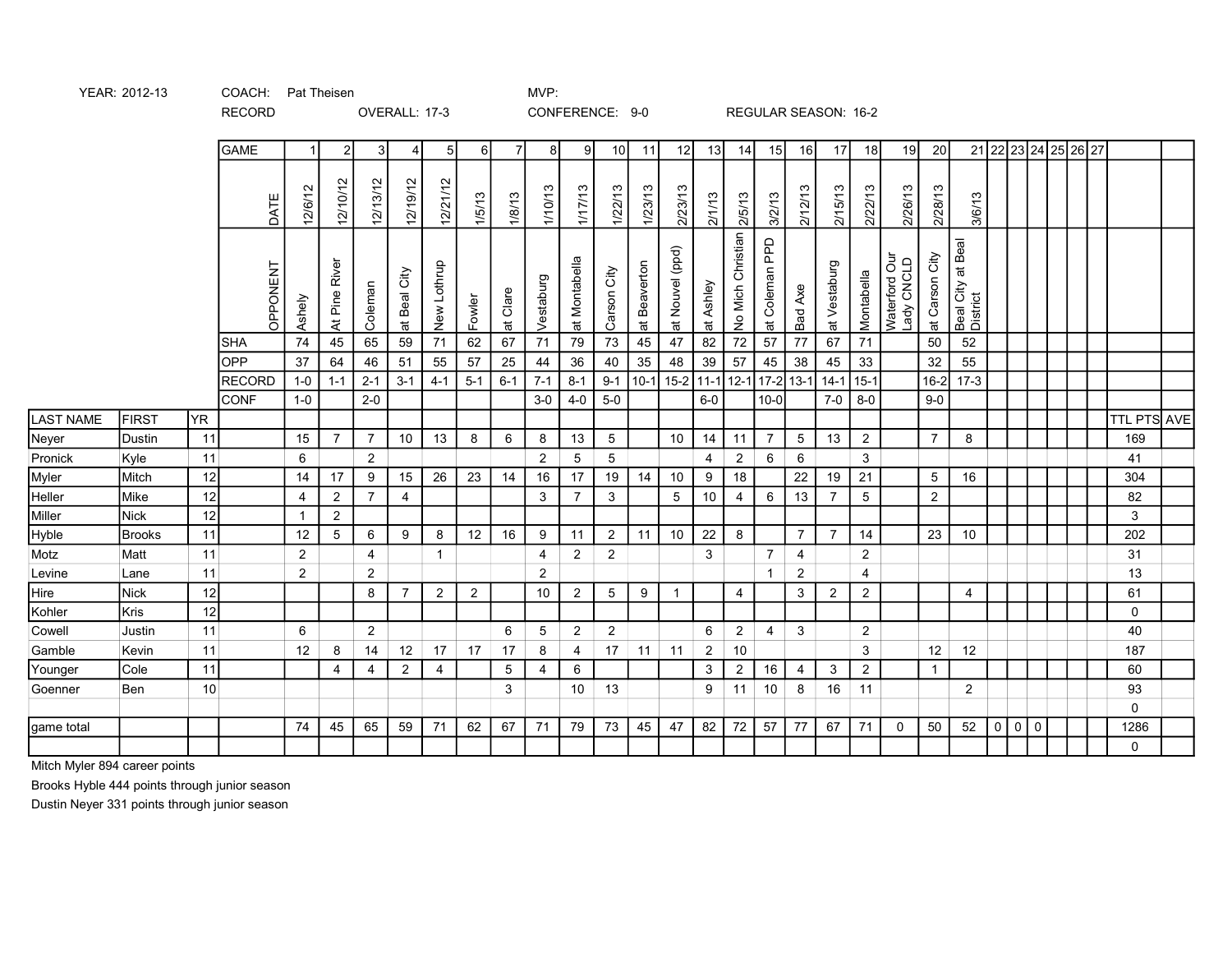YEAR: 2012-13 COACH: Pat Theisen MVP:

RECORD OVERALL: 17-3 CONFERENCE: 9-0 REGULAR SEASON: 16-2

| LAST NAME | FIRST | YR | GAME | 1 | 2 | 3 | 4 | 5 | 6 | 7 | 8 | 9 | 10 | 11 | 12 | 13 | 14 | 15 | 16 | 17 | 18 | 19 | 20 | 21 | 22 | 23 | 24 | 25 | 26 | 27 | TTL PTS | AVE |
|---|---|---|---|---|---|---|---|---|---|---|---|---|---|---|---|---|---|---|---|---|---|---|---|---|---|---|---|---|---|---|---|---|
| | | | DATE | 12/6/12 | 12/10/12 | 12/13/12 | 12/19/12 | 12/21/12 | 1/5/13 | 1/8/13 | 1/10/13 | 1/17/13 | 1/22/13 | 1/23/13 | 2/23/13 | 2/1/13 | 2/5/13 | 3/2/13 | 2/12/13 | 2/15/13 | 2/22/13 | 2/26/13 | 2/28/13 | 3/6/13 | | | | | | | | |
| | | | OPPONENT | Ashely | At Pine River | Coleman | at Beal City | New Lothrup | Fowler | at Clare | Vestaburg | at Montabella | Carson City | at Beaverton | at Nouvel (ppd) | at Ashley | No Mich Christian | at Coleman PPD | Bad Axe | at Vestaburg | Montabella | Waterford Our Lady CNCLD | at Carson City | Beal City at Beal District | | | | | | | | |
| | | | SHA | 74 | 45 | 65 | 59 | 71 | 62 | 67 | 71 | 79 | 73 | 45 | 47 | 82 | 72 | 57 | 77 | 67 | 71 | | 50 | 52 | | | | | | | | |
| | | | OPP | 37 | 64 | 46 | 51 | 55 | 57 | 25 | 44 | 36 | 40 | 35 | 48 | 39 | 57 | 45 | 38 | 45 | 33 | | 32 | 55 | | | | | | | | |
| | | | RECORD | 1-0 | 1-1 | 2-1 | 3-1 | 4-1 | 5-1 | 6-1 | 7-1 | 8-1 | 9-1 | 10-1 | 15-2 | 11-1 | 12-1 | 17-2 | 13-1 | 14-1 | 15-1 | | 16-2 | 17-3 | | | | | | | | |
| | | | CONF | 1-0 | | 2-0 | | | | | 3-0 | 4-0 | 5-0 | | | 6-0 | | 10-0 | | 7-0 | 8-0 | | 9-0 | | | | | | | | | |
| Neyer | Dustin | 11 | | 15 | 7 | 7 | 10 | 13 | 8 | 6 | 8 | 13 | 5 | | 10 | 14 | 11 | 7 | 5 | 13 | 2 | | 7 | 8 | | | | | | | 169 | |
| Pronick | Kyle | 11 | | 6 | | 2 | | | | | 2 | 5 | 5 | | | 4 | 2 | 6 | 6 | | 3 | | | | | | | | | | 41 | |
| Myler | Mitch | 12 | | 14 | 17 | 9 | 15 | 26 | 23 | 14 | 16 | 17 | 19 | 14 | 10 | 9 | 18 | | 22 | 19 | 21 | | 5 | 16 | | | | | | | 304 | |
| Heller | Mike | 12 | | 4 | 2 | 7 | 4 | | | | 3 | 7 | 3 | | 5 | 10 | 4 | 6 | 13 | 7 | 5 | | 2 | | | | | | | | 82 | |
| Miller | Nick | 12 | | 1 | 2 | | | | | | | | | | | | | | | | | | | | | | | | | | 3 | |
| Hyble | Brooks | 11 | | 12 | 5 | 6 | 9 | 8 | 12 | 16 | 9 | 11 | 2 | 11 | 10 | 22 | 8 | | 7 | 7 | 14 | | 23 | 10 | | | | | | | 202 | |
| Motz | Matt | 11 | | 2 | | 4 | | 1 | | | 4 | 2 | 2 | | | 3 | | 7 | 4 | | 2 | | | | | | | | | | 31 | |
| Levine | Lane | 11 | | 2 | | 2 | | | | | 2 | | | | | | | 1 | 2 | | 4 | | | | | | | | | | 13 | |
| Hire | Nick | 12 | | | | 8 | 7 | 2 | 2 | | 10 | 2 | 5 | 9 | 1 | | 4 | | 3 | 2 | 2 | | | 4 | | | | | | | 61 | |
| Kohler | Kris | 12 | | | | | | | | | | | | | | | | | | | | | | | | | | | | | 0 | |
| Cowell | Justin | 11 | | 6 | | 2 | | | | 6 | 5 | 2 | 2 | | | 6 | 2 | 4 | 3 | | 2 | | | | | | | | | | 40 | |
| Gamble | Kevin | 11 | | 12 | 8 | 14 | 12 | 17 | 17 | 17 | 8 | 4 | 17 | 11 | 11 | 2 | 10 | | | | 3 | | 12 | 12 | | | | | | | 187 | |
| Younger | Cole | 11 | | | 4 | 4 | 2 | 4 | | 5 | 4 | 6 | | | | 3 | 2 | 16 | 4 | 3 | 2 | | 1 | | | | | | | | 60 | |
| Goenner | Ben | 10 | | | | | | | | 3 | | 10 | 13 | | | 9 | 11 | 10 | 8 | 16 | 11 | | | 2 | | | | | | | 93 | |
| | | | | | | | | | | | | | | | | | | | | | | | | | | | | | | | 0 | |
| game total | | | | 74 | 45 | 65 | 59 | 71 | 62 | 67 | 71 | 79 | 73 | 45 | 47 | 82 | 72 | 57 | 77 | 67 | 71 | 0 | 50 | 52 | 0 | 0 | 0 | | | | 1286 | |
| | | | | | | | | | | | | | | | | | | | | | | | | | | | | | | | 0 | |

Mitch Myler 894 career points

Brooks Hyble 444 points through junior season

Dustin Neyer 331 points through junior season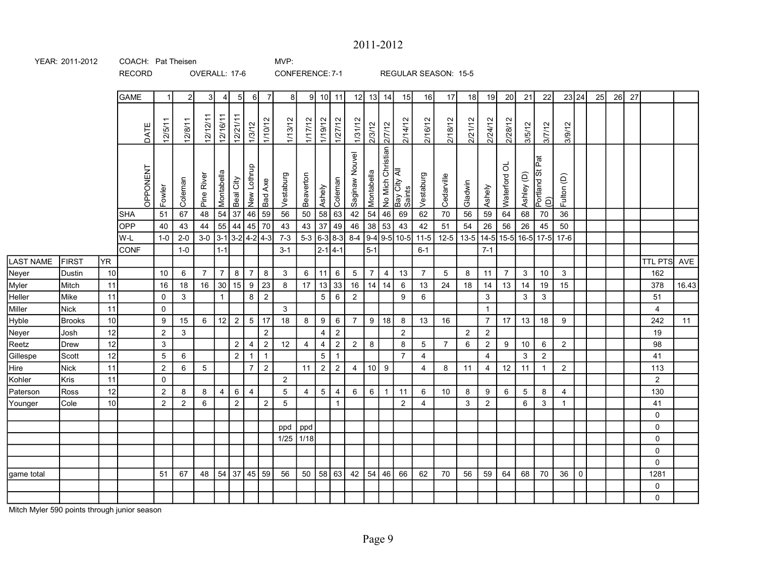# 2011-2012

YEAR: 2011-2012 | COACH: Pat Theisen | MVP:

RECORD | OVERALL: 17-6 | CONFERENCE: 7-1 | REGULAR SEASON: 15-5

| | | | GAME | 1 | 2 | 3 | 4 | 5 | 6 | 7 | 8 | 9 | 10 | 11 | 12 | 13 | 14 | 15 | 16 | 17 | 18 | 19 | 20 | 21 | 22 | 23 | 24 | 25 | 26 | 27 | | |
|---|---|---|---|---|---|---|---|---|---|---|---|---|---|---|---|---|---|---|---|---|---|---|---|---|---|---|---|---|---|---|---|---|
| | | | DATE | 12/5/11 | 12/8/11 | 12/12/11 | 12/16/11 | 12/21/11 | 1/3/12 | 1/10/12 | 1/13/12 | 1/17/12 | 1/19/12 | 1/27/12 | 1/31/12 | 2/3/12 | 2/7/12 | 2/14/12 | 2/16/12 | 2/18/12 | 2/21/12 | 2/24/12 | 2/28/12 | 3/5/12 | 3/7/12 | 3/9/12 | | | | | | |
| | | | OPPONENT | Fowler | Coleman | Pine River | Montabella | Beal City | New Lothrup | Bad Axe | Vestaburg | Beaverton | Ashely | Coleman | Saginaw Nouvel | Montabella | No Mich Christian | Bay City All Saints | Vestaburg | Cedarville | Gladwin | Ashely | Waterford OL | Ashley (D) | Portland St Pat (D) | Fulton (D) | | | | | | |
| | | | SHA | 51 | 67 | 48 | 54 | 37 | 46 | 59 | 56 | 50 | 58 | 63 | 42 | 54 | 46 | 69 | 62 | 70 | 56 | 59 | 64 | 68 | 70 | 36 | | | | | | |
| | | | OPP | 40 | 43 | 44 | 55 | 44 | 45 | 70 | 43 | 43 | 37 | 49 | 46 | 38 | 53 | 43 | 42 | 51 | 54 | 26 | 56 | 26 | 45 | 50 | | | | | | |
| | | | W-L | 1-0 | 2-0 | 3-0 | 3-1 | 3-2 | 4-2 | 4-3 | 7-3 | 5-3 | 6-3 | 8-3 | 8-4 | 9-4 | 9-5 | 10-5 | 11-5 | 12-5 | 13-5 | 14-5 | 15-5 | 16-5 | 17-5 | 17-6 | | | | | | |
| | | | CONF | | 1-0 | | 1-1 | | | | 3-1 | | 2-1 | 4-1 | | 5-1 | | | 6-1 | | | 7-1 | | | | | | | | | | |
| LAST NAME | FIRST | YR | | | | | | | | | | | | | | | | | | | | | | | | | | | | | TTL PTS | AVE |
| Neyer | Dustin | 10 | | 10 | 6 | 7 | 7 | 8 | 7 | 8 | 3 | 6 | 11 | 6 | 5 | 7 | 4 | 13 | 7 | 5 | 8 | 11 | 7 | 3 | 10 | 3 | | | | | 162 | |
| Myler | Mitch | 11 | | 16 | 18 | 16 | 30 | 15 | 9 | 23 | 8 | 17 | 13 | 33 | 16 | 14 | 14 | 6 | 13 | 24 | 18 | 14 | 13 | 14 | 19 | 15 | | | | | 378 | 16.43 |
| Heller | Mike | 11 | | 0 | 3 | | 1 | | 8 | 2 | | | 5 | 6 | 2 | | | 9 | 6 | | | 3 | | 3 | 3 | | | | | | 51 | |
| Miller | Nick | 11 | | 0 | | | | | | | 3 | | | | | | | | | | | 1 | | | | | | | | | 4 | |
| Hyble | Brooks | 10 | | 9 | 15 | 6 | 12 | 2 | 5 | 17 | 18 | 8 | 9 | 6 | 7 | 9 | 18 | 8 | 13 | 16 | | 7 | 17 | 13 | 18 | 9 | | | | | 242 | 11 |
| Neyer | Josh | 12 | | 2 | 3 | | | | | 2 | | | 4 | 2 | | | | 2 | | | 2 | 2 | | | | | | | | | 19 | |
| Reetz | Drew | 12 | | 3 | | | | 2 | 4 | 2 | 12 | 4 | 4 | 2 | 2 | 8 | | 8 | 5 | 7 | 6 | 2 | 9 | 10 | 6 | 2 | | | | | 98 | |
| Gillespe | Scott | 12 | | 5 | 6 | | | 2 | 1 | 1 | | | 5 | 1 | | | | 7 | 4 | | | 4 | | 3 | 2 | | | | | | 41 | |
| Hire | Nick | 11 | | 2 | 6 | 5 | | | 7 | 2 | | 11 | 2 | 2 | 4 | 10 | 9 | | 4 | 8 | 11 | 4 | 12 | 11 | 1 | 2 | | | | | 113 | |
| Kohler | Kris | 11 | | 0 | | | | | | | 2 | | | | | | | | | | | | | | | | | | | | 2 | |
| Paterson | Ross | 12 | | 2 | 8 | 8 | 4 | 6 | 4 | | 5 | 4 | 5 | 4 | 6 | 6 | 1 | 11 | 6 | 10 | 8 | 9 | 6 | 5 | 8 | 4 | | | | | 130 | |
| Younger | Cole | 10 | | 2 | 2 | 6 | | 2 | | 2 | 5 | | | 1 | | | | 2 | 4 | | 3 | 2 | | 6 | 3 | 1 | | | | | 41 | |
| | | | | | | | | | | | | | | | | | | | | | | | | | | | | | | | 0 | |
| | | | | | | | | | | | ppd | ppd | | | | | | | | | | | | | | | | | | | 0 | |
| | | | | | | | | | | | 1/25 | 1/18 | | | | | | | | | | | | | | | | | | | 0 | |
| | | | | | | | | | | | | | | | | | | | | | | | | | | | | | | | 0 | |
| | | | | | | | | | | | | | | | | | | | | | | | | | | | | | | | 0 | |
| game total | | | | 51 | 67 | 48 | 54 | 37 | 45 | 59 | 56 | 50 | 58 | 63 | 42 | 54 | 46 | 66 | 62 | 70 | 56 | 59 | 64 | 68 | 70 | 36 | 0 | | | | 1281 | |
| | | | | | | | | | | | | | | | | | | | | | | | | | | | | | | | 0 | |
| | | | | | | | | | | | | | | | | | | | | | | | | | | | | | | | 0 | |

Mitch Myler 590 points through junior season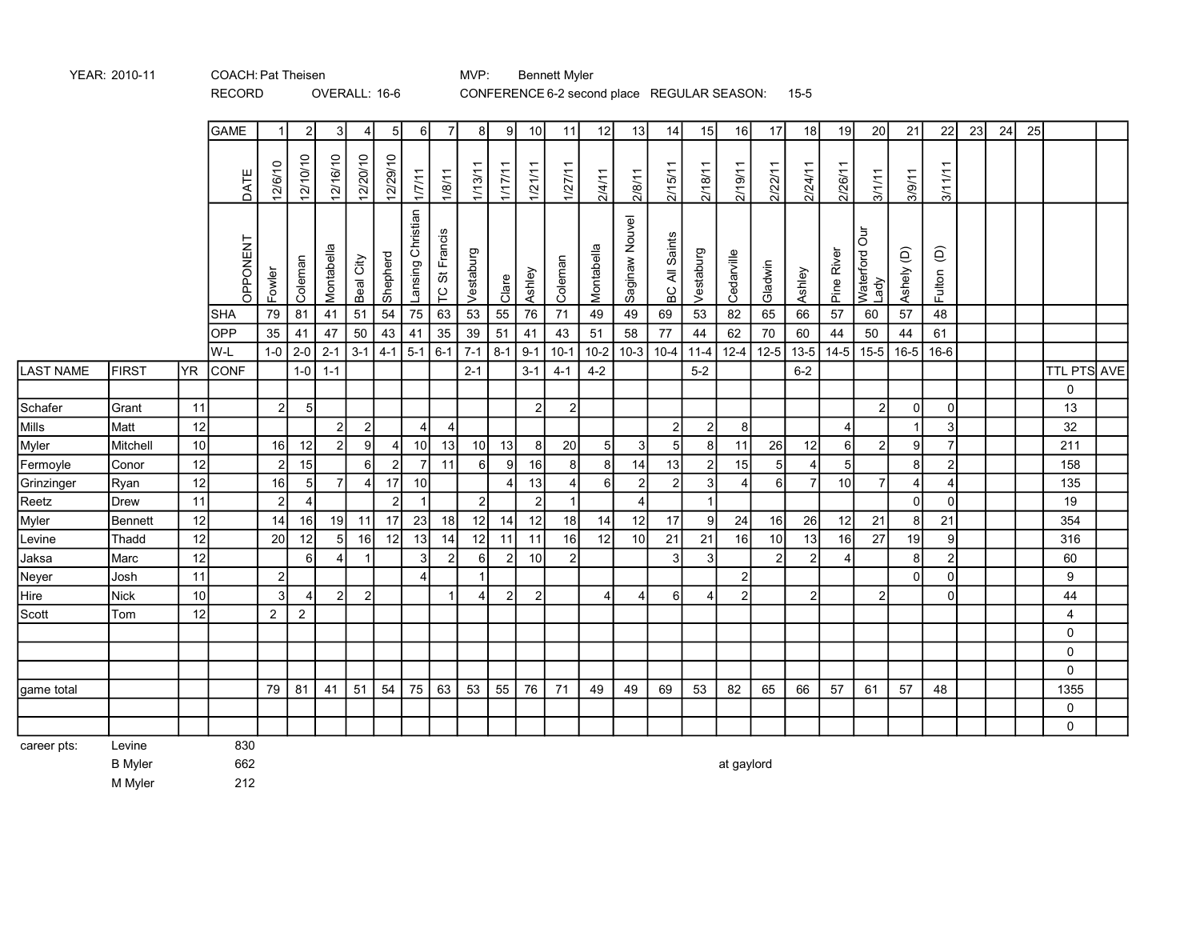YEAR: 2010-11 COACH: Pat Theisen MVP: Bennett Myler

RECORD OVERALL: 16-6 CONFERENCE 6-2 second place REGULAR SEASON: 15-5

| LAST NAME | FIRST | YR | GAME | 1 | 2 | 3 | 4 | 5 | 6 | 7 | 8 | 9 | 10 | 11 | 12 | 13 | 14 | 15 | 16 | 17 | 18 | 19 | 20 | 21 | 22 | 23 | 24 | 25 | TTL PTS | AVE |
|---|---|---|---|---|---|---|---|---|---|---|---|---|---|---|---|---|---|---|---|---|---|---|---|---|---|---|---|---|---|---|
| | | | DATE | 12/6/10 | 12/10/10 | 12/16/10 | 12/20/10 | 12/29/10 | 1/7/11 | 1/8/11 | 1/13/11 | 1/17/11 | 1/21/11 | 1/27/11 | 2/4/11 | 2/8/11 | 2/15/11 | 2/18/11 | 2/19/11 | 2/22/11 | 2/24/11 | 2/26/11 | 3/1/11 | 3/9/11 | 3/11/11 | | | | | |
| | | | OPPONENT | Fowler | Coleman | Montabella | Beal City | Shepherd | Lansing Christian | TC St Francis | Vestaburg | Clare | Ashley | Coleman | Montabella | Saginaw Nouvel | BC All Saints | Vestaburg | Cedarville | Gladwin | Ashley | Pine River | Waterford Our Lady | Ashely (D) | Fulton (D) | | | | | |
| | | | SHA | 79 | 81 | 41 | 51 | 54 | 75 | 63 | 53 | 55 | 76 | 71 | 49 | 49 | 69 | 53 | 82 | 65 | 66 | 57 | 60 | 57 | 48 | | | | | |
| | | | OPP | 35 | 41 | 47 | 50 | 43 | 41 | 35 | 39 | 51 | 41 | 43 | 51 | 58 | 77 | 44 | 62 | 70 | 60 | 44 | 50 | 44 | 61 | | | | | |
| | | | W-L | 1-0 | 2-0 | 2-1 | 3-1 | 4-1 | 5-1 | 6-1 | 7-1 | 8-1 | 9-1 | 10-1 | 10-2 | 10-3 | 10-4 | 11-4 | 12-4 | 12-5 | 13-5 | 14-5 | 15-5 | 16-5 | 16-6 | | | | | |
| LAST NAME | FIRST | YR | CONF | | 1-0 | 1-1 | | | | | 2-1 | | 3-1 | 4-1 | 4-2 | | | 5-2 | | | 6-2 | | | | | | | | TTL PTS | AVE |
| | | | | | | | | | | | | | | | | | | | | | | | | | | | | | 0 | |
| Schafer | Grant | 11 | | 2 | 5 | | | | | | | | 2 | 2 | | | | | | | | | 2 | 0 | 0 | | | | 13 | |
| Mills | Matt | 12 | | | | 2 | 2 | | 4 | 4 | | | | | | | 2 | 2 | 8 | | | 4 | | 1 | 3 | | | | 32 | |
| Myler | Mitchell | 10 | | 16 | 12 | 2 | 9 | 4 | 10 | 13 | 10 | 13 | 8 | 20 | 5 | 3 | 5 | 8 | 11 | 26 | 12 | 6 | 2 | 9 | 7 | | | | 211 | |
| Fermoyle | Conor | 12 | | 2 | 15 | | 6 | 2 | 7 | 11 | 6 | 9 | 16 | 8 | 8 | 14 | 13 | 2 | 15 | 5 | 4 | 5 | | 8 | 2 | | | | 158 | |
| Grinzinger | Ryan | 12 | | 16 | 5 | 7 | 4 | 17 | 10 | | | 4 | 13 | 4 | 6 | 2 | 2 | 3 | 4 | 6 | 7 | 10 | 7 | 4 | 4 | | | | 135 | |
| Reetz | Drew | 11 | | 2 | 4 | | | 2 | 1 | | 2 | | 2 | 1 | | 4 | | 1 | | | | | | 0 | 0 | | | | 19 | |
| Myler | Bennett | 12 | | 14 | 16 | 19 | 11 | 17 | 23 | 18 | 12 | 14 | 12 | 18 | 14 | 12 | 17 | 9 | 24 | 16 | 26 | 12 | 21 | 8 | 21 | | | | 354 | |
| Levine | Thadd | 12 | | 20 | 12 | 5 | 16 | 12 | 13 | 14 | 12 | 11 | 11 | 16 | 12 | 10 | 21 | 21 | 16 | 10 | 13 | 16 | 27 | 19 | 9 | | | | 316 | |
| Jaksa | Marc | 12 | | | 6 | 4 | 1 | | 3 | 2 | 6 | 2 | 10 | 2 | | | 3 | 3 | | 2 | 2 | 4 | | 8 | 2 | | | | 60 | |
| Neyer | Josh | 11 | | 2 | | | | | 4 | | 1 | | | | | | | | 2 | | | | | 0 | 0 | | | | 9 | |
| Hire | Nick | 10 | | 3 | 4 | 2 | 2 | | | 1 | 4 | 2 | 2 | | 4 | 4 | 6 | 4 | 2 | | 2 | | 2 | | 0 | | | | 44 | |
| Scott | Tom | 12 | | 2 | 2 | | | | | | | | | | | | | | | | | | | | | | | | 4 | |
| | | | | | | | | | | | | | | | | | | | | | | | | | | | | | 0 | |
| | | | | | | | | | | | | | | | | | | | | | | | | | | | | | 0 | |
| | | | | | | | | | | | | | | | | | | | | | | | | | | | | | 0 | |
| game total | | | | 79 | 81 | 41 | 51 | 54 | 75 | 63 | 53 | 55 | 76 | 71 | 49 | 49 | 69 | 53 | 82 | 65 | 66 | 57 | 61 | 57 | 48 | | | | 1355 | |
| | | | | | | | | | | | | | | | | | | | | | | | | | | | | | 0 | |
| | | | | | | | | | | | | | | | | | | | | | | | | | | | | | 0 | |

career pts: Levine 830

B Myler 662

M Myler 212

at gaylord